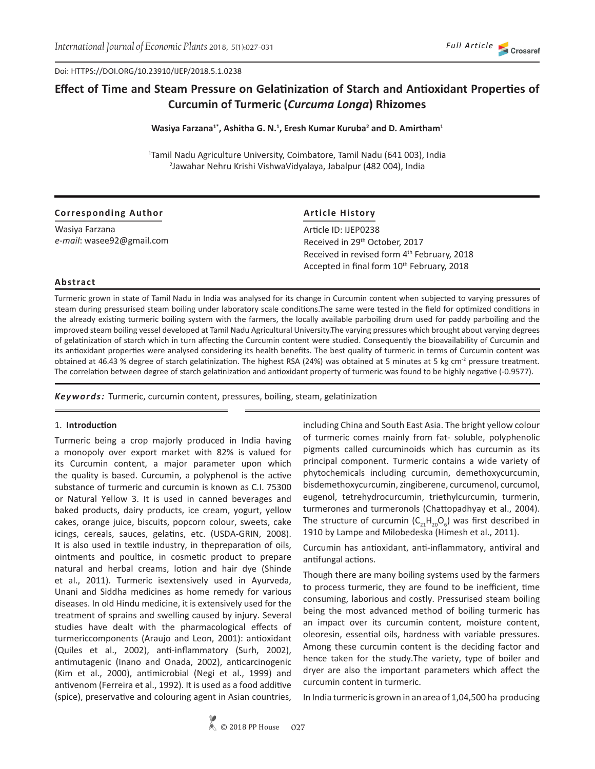Doi: HTTPS://DOI.ORG/10.23910/IJEP/2018.5.1.0238

# Effect of Time and Steam Pressure on Gelatinization of Starch and Antioxidant Properties of Curcumin of Turmeric (*Curcuma Longa*) Rhizomes

**Wasiya Farzana[1*], Ashitha G. N.[1], Eresh Kumar Kuruba[2] and D. Amirtham[1]**

[1]Tamil Nadu Agriculture University, Coimbatore, Tamil Nadu (641 003), India
[2]Jawahar Nehru Krishi VishwaVidyalaya, Jabalpur (482 004), India

**Corresponding Author**

Wasiya Farzana
*e-mail*: wasee92@gmail.com

**Article History**

Article ID: IJEP0238
Received in 29th October, 2017
Received in revised form 4th February, 2018
Accepted in final form 10th February, 2018

## Abstract

Turmeric grown in state of Tamil Nadu in India was analysed for its change in Curcumin content when subjected to varying pressures of steam during pressurised steam boiling under laboratory scale conditions.The same were tested in the field for optimized conditions in the already existing turmeric boiling system with the farmers, the locally available parboiling drum used for paddy parboiling and the improved steam boiling vessel developed at Tamil Nadu Agricultural University.The varying pressures which brought about varying degrees of gelatinization of starch which in turn affecting the Curcumin content were studied. Consequently the bioavailability of Curcumin and its antioxidant properties were analysed considering its health benefits. The best quality of turmeric in terms of Curcumin content was obtained at 46.43 % degree of starch gelatinization. The highest RSA (24%) was obtained at 5 minutes at 5 kg cm$^{-2}$ pressure treatment. The correlation between degree of starch gelatinization and antioxidant property of turmeric was found to be highly negative (-0.9577).

***Keywords:*** Turmeric, curcumin content, pressures, boiling, steam, gelatinization

## 1. Introduction

Turmeric being a crop majorly produced in India having a monopoly over export market with 82% is valued for its Curcumin content, a major parameter upon which the quality is based. Curcumin, a polyphenol is the active substance of turmeric and curcumin is known as C.I. 75300 or Natural Yellow 3. It is used in canned beverages and baked products, dairy products, ice cream, yogurt, yellow cakes, orange juice, biscuits, popcorn colour, sweets, cake icings, cereals, sauces, gelatins, etc. (USDA-GRIN, 2008). It is also used in textile industry, in thepreparation of oils, ointments and poultice, in cosmetic product to prepare natural and herbal creams, lotion and hair dye (Shinde et al., 2011). Turmeric isextensively used in Ayurveda, Unani and Siddha medicines as home remedy for various diseases. In old Hindu medicine, it is extensively used for the treatment of sprains and swelling caused by injury. Several studies have dealt with the pharmacological effects of turmericcomponents (Araujo and Leon, 2001): antioxidant (Quiles et al., 2002), anti-inflammatory (Surh, 2002), antimutagenic (Inano and Onada, 2002), anticarcinogenic (Kim et al., 2000), antimicrobial (Negi et al., 1999) and antivenom (Ferreira et al., 1992). It is used as a food additive (spice), preservative and colouring agent in Asian countries, including China and South East Asia. The bright yellow colour of turmeric comes mainly from fat- soluble, polyphenolic pigments called curcuminoids which has curcumin as its principal component. Turmeric contains a wide variety of phytochemicals including curcumin, demethoxycurcumin, bisdemethoxycurcumin, zingiberene, curcumenol, curcumol, eugenol, tetrehydrocurcumin, triethylcurcumin, turmerin, turmerones and turmeronols (Chattopadhyay et al., 2004). The structure of curcumin ($C_{21}H_{20}O_6$) was first described in 1910 by Lampe and Milobedeska (Himesh et al., 2011).

Curcumin has antioxidant, anti-inflammatory, antiviral and antifungal actions.

Though there are many boiling systems used by the farmers to process turmeric, they are found to be inefficient, time consuming, laborious and costly. Pressurised steam boiling being the most advanced method of boiling turmeric has an impact over its curcumin content, moisture content, oleoresin, essential oils, hardness with variable pressures. Among these curcumin content is the deciding factor and hence taken for the study.The variety, type of boiler and dryer are also the important parameters which affect the curcumin content in turmeric.

In India turmeric is grown in an area of 1,04,500 ha producing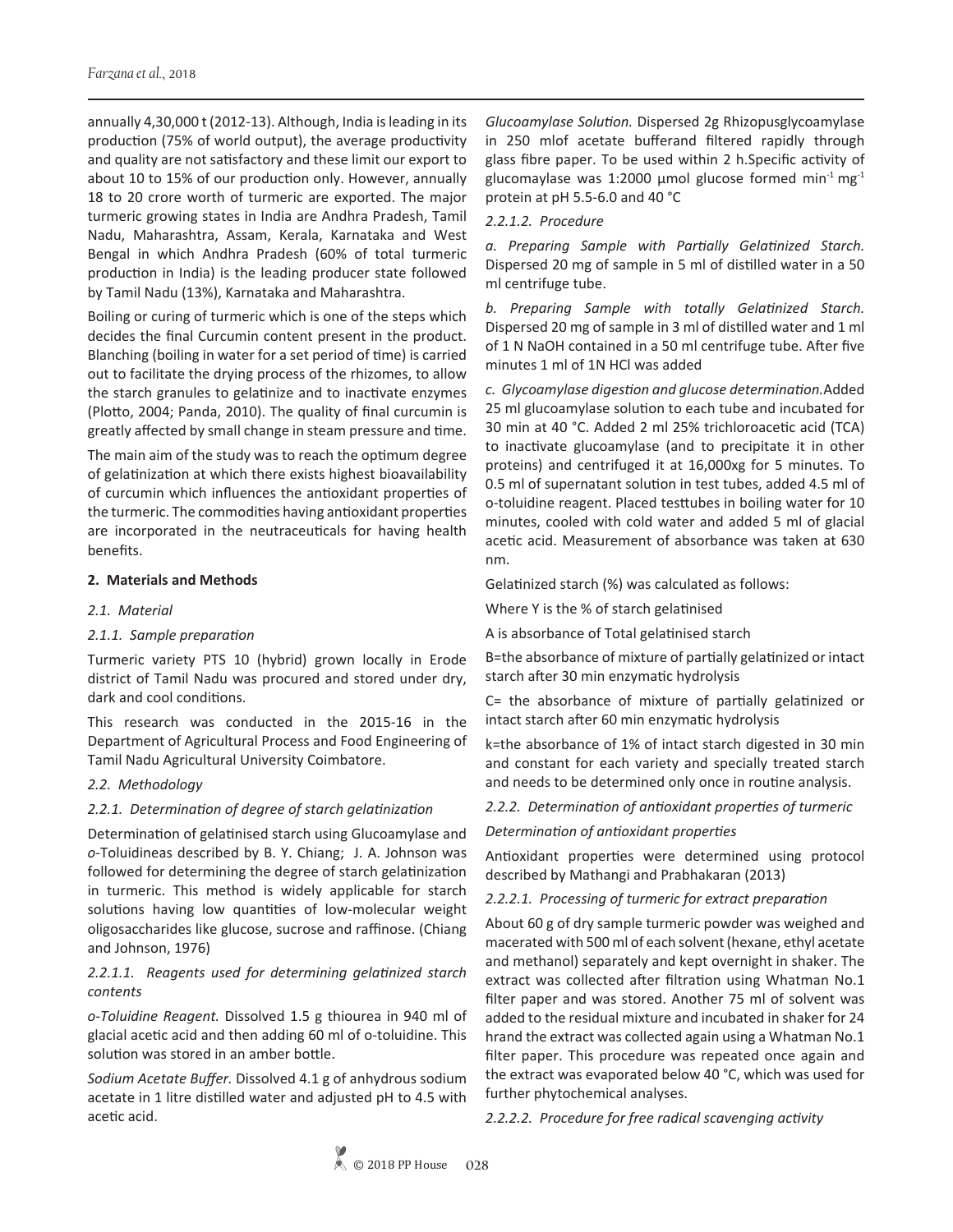annually 4,30,000 t (2012-13). Although, India is leading in its production (75% of world output), the average productivity and quality are not satisfactory and these limit our export to about 10 to 15% of our production only. However, annually 18 to 20 crore worth of turmeric are exported. The major turmeric growing states in India are Andhra Pradesh, Tamil Nadu, Maharashtra, Assam, Kerala, Karnataka and West Bengal in which Andhra Pradesh (60% of total turmeric production in India) is the leading producer state followed by Tamil Nadu (13%), Karnataka and Maharashtra.

Boiling or curing of turmeric which is one of the steps which decides the final Curcumin content present in the product. Blanching (boiling in water for a set period of time) is carried out to facilitate the drying process of the rhizomes, to allow the starch granules to gelatinize and to inactivate enzymes (Plotto, 2004; Panda, 2010). The quality of final curcumin is greatly affected by small change in steam pressure and time.

The main aim of the study was to reach the optimum degree of gelatinization at which there exists highest bioavailability of curcumin which influences the antioxidant properties of the turmeric. The commodities having antioxidant properties are incorporated in the neutraceuticals for having health benefits.

## 2. Materials and Methods

### *2.1. Material*

#### *2.1.1. Sample preparation*

Turmeric variety PTS 10 (hybrid) grown locally in Erode district of Tamil Nadu was procured and stored under dry, dark and cool conditions.

This research was conducted in the 2015-16 in the Department of Agricultural Process and Food Engineering of Tamil Nadu Agricultural University Coimbatore.

### *2.2. Methodology*

#### *2.2.1. Determination of degree of starch gelatinization*

Determination of gelatinised starch using Glucoamylase and *o*-Toluidineas described by B. Y. Chiang; J. A. Johnson was followed for determining the degree of starch gelatinization in turmeric. This method is widely applicable for starch solutions having low quantities of low-molecular weight oligosaccharides like glucose, sucrose and raffinose. (Chiang and Johnson, 1976)

##### *2.2.1.1. Reagents used for determining gelatinized starch contents*

*o-Toluidine Reagent.* Dissolved 1.5 g thiourea in 940 ml of glacial acetic acid and then adding 60 ml of o-toluidine. This solution was stored in an amber bottle.

*Sodium Acetate Buffer.* Dissolved 4.1 g of anhydrous sodium acetate in 1 litre distilled water and adjusted pH to 4.5 with acetic acid.

*Glucoamylase Solution.* Dispersed 2g Rhizopusglycoamylase in 250 mlof acetate bufferand filtered rapidly through glass fibre paper. To be used within 2 h.Specific activity of glucomaylase was 1:2000 µmol glucose formed $min^{-1}$ $mg^{-1}$ protein at pH 5.5-6.0 and 40 °C

##### *2.2.1.2. Procedure*

*a. Preparing Sample with Partially Gelatinized Starch.* Dispersed 20 mg of sample in 5 ml of distilled water in a 50 ml centrifuge tube.

*b. Preparing Sample with totally Gelatinized Starch.* Dispersed 20 mg of sample in 3 ml of distilled water and 1 ml of 1 N NaOH contained in a 50 ml centrifuge tube. After five minutes 1 ml of 1N HCl was added

*c. Glycoamylase digestion and glucose determination.*Added 25 ml glucoamylase solution to each tube and incubated for 30 min at 40 °C. Added 2 ml 25% trichloroacetic acid (TCA) to inactivate glucoamylase (and to precipitate it in other proteins) and centrifuged it at 16,000xg for 5 minutes. To 0.5 ml of supernatant solution in test tubes, added 4.5 ml of o-toluidine reagent. Placed testtubes in boiling water for 10 minutes, cooled with cold water and added 5 ml of glacial acetic acid. Measurement of absorbance was taken at 630 nm.

Gelatinized starch (%) was calculated as follows:

Where Y is the % of starch gelatinised

A is absorbance of Total gelatinised starch

B=the absorbance of mixture of partially gelatinized or intact starch after 30 min enzymatic hydrolysis

C= the absorbance of mixture of partially gelatinized or intact starch after 60 min enzymatic hydrolysis

k=the absorbance of 1% of intact starch digested in 30 min and constant for each variety and specially treated starch and needs to be determined only once in routine analysis.

#### *2.2.2. Determination of antioxidant properties of turmeric*

*Determination of antioxidant properties*

Antioxidant properties were determined using protocol described by Mathangi and Prabhakaran (2013)

##### *2.2.2.1. Processing of turmeric for extract preparation*

About 60 g of dry sample turmeric powder was weighed and macerated with 500 ml of each solvent (hexane, ethyl acetate and methanol) separately and kept overnight in shaker. The extract was collected after filtration using Whatman No.1 filter paper and was stored. Another 75 ml of solvent was added to the residual mixture and incubated in shaker for 24 hrand the extract was collected again using a Whatman No.1 filter paper. This procedure was repeated once again and the extract was evaporated below 40 °C, which was used for further phytochemical analyses.

##### *2.2.2.2. Procedure for free radical scavenging activity*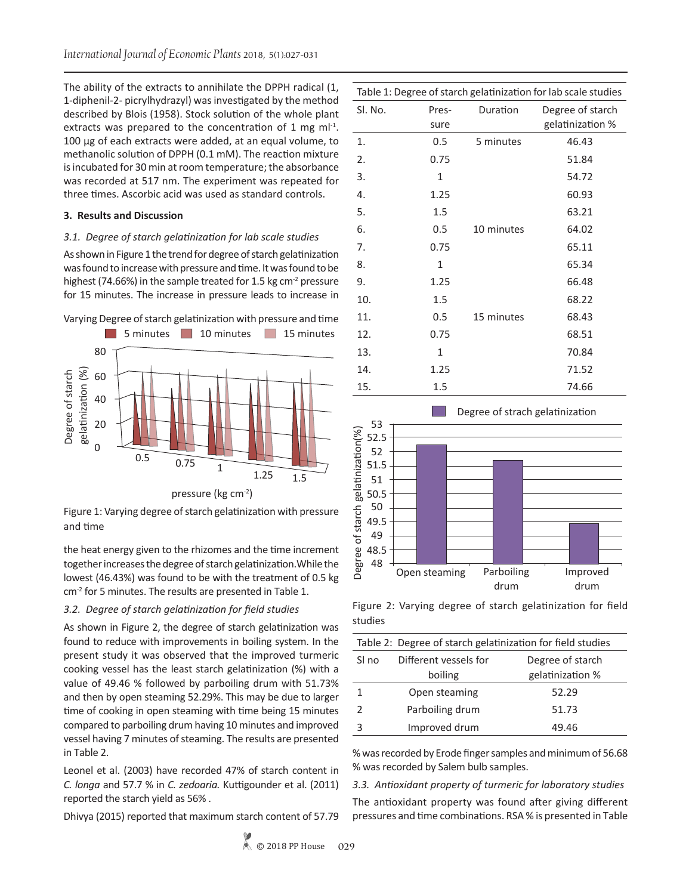The ability of the extracts to annihilate the DPPH radical (1, 1-diphenil-2- picrylhydrazyl) was investigated by the method described by Blois (1958). Stock solution of the whole plant extracts was prepared to the concentration of 1 mg ml$^{-1}$. 100 µg of each extracts were added, at an equal volume, to methanolic solution of DPPH (0.1 mM). The reaction mixture is incubated for 30 min at room temperature; the absorbance was recorded at 517 nm. The experiment was repeated for three times. Ascorbic acid was used as standard controls.

## 3. Results and Discussion

### *3.1. Degree of starch gelatinization for lab scale studies*

As shown in Figure 1 the trend for degree of starch gelatinization was found to increase with pressure and time. It was found to be highest (74.66%) in the sample treated for 1.5 kg cm$^{-2}$ pressure for 15 minutes. The increase in pressure leads to increase in the heat energy given to the rhizomes and the time increment together increases the degree of starch gelatinization. While the lowest (46.43%) was found to be with the treatment of 0.5 kg cm$^{-2}$ for 5 minutes. The results are presented in Table 1.

Figure 1: Varying degree of starch gelatinization with pressure and time

Table 1: Degree of starch gelatinization for lab scale studies

| Sl. No. | Pressure | Duration | Degree of starch gelatinization % |
|---|---|---|---|
| 1. | 0.5 | 5 minutes | 46.43 |
| 2. | 0.75 | | 51.84 |
| 3. | 1 | | 54.72 |
| 4. | 1.25 | | 60.93 |
| 5. | 1.5 | | 63.21 |
| 6. | 0.5 | 10 minutes | 64.02 |
| 7. | 0.75 | | 65.11 |
| 8. | 1 | | 65.34 |
| 9. | 1.25 | | 66.48 |
| 10. | 1.5 | | 68.22 |
| 11. | 0.5 | 15 minutes | 68.43 |
| 12. | 0.75 | | 68.51 |
| 13. | 1 | | 70.84 |
| 14. | 1.25 | | 71.52 |
| 15. | 1.5 | | 74.66 |

### *3.2. Degree of starch gelatinization for field studies*

As shown in Figure 2, the degree of starch gelatinization was found to reduce with improvements in boiling system. In the present study it was observed that the improved turmeric cooking vessel has the least starch gelatinization (%) with a value of 49.46 % followed by parboiling drum with 51.73% and then by open steaming 52.29%. This may be due to larger time of cooking in open steaming with time being 15 minutes compared to parboiling drum having 10 minutes and improved vessel having 7 minutes of steaming. The results are presented in Table 2.

Figure 2: Varying degree of starch gelatinization for field studies

Table 2: Degree of starch gelatinization for field studies

| Sl no | Different vessels for boiling | Degree of starch gelatinization % |
|---|---|---|
| 1 | Open steaming | 52.29 |
| 2 | Parboiling drum | 51.73 |
| 3 | Improved drum | 49.46 |

Leonel et al. (2003) have recorded 47% of starch content in *C. longa* and 57.7 % in *C. zedoaria.* Kuttigounder et al. (2011) reported the starch yield as 56% .

Dhivya (2015) reported that maximum starch content of 57.79 % was recorded by Erode finger samples and minimum of 56.68 % was recorded by Salem bulb samples.

### *3.3. Antioxidant property of turmeric for laboratory studies*

The antioxidant property was found after giving different pressures and time combinations. RSA % is presented in Table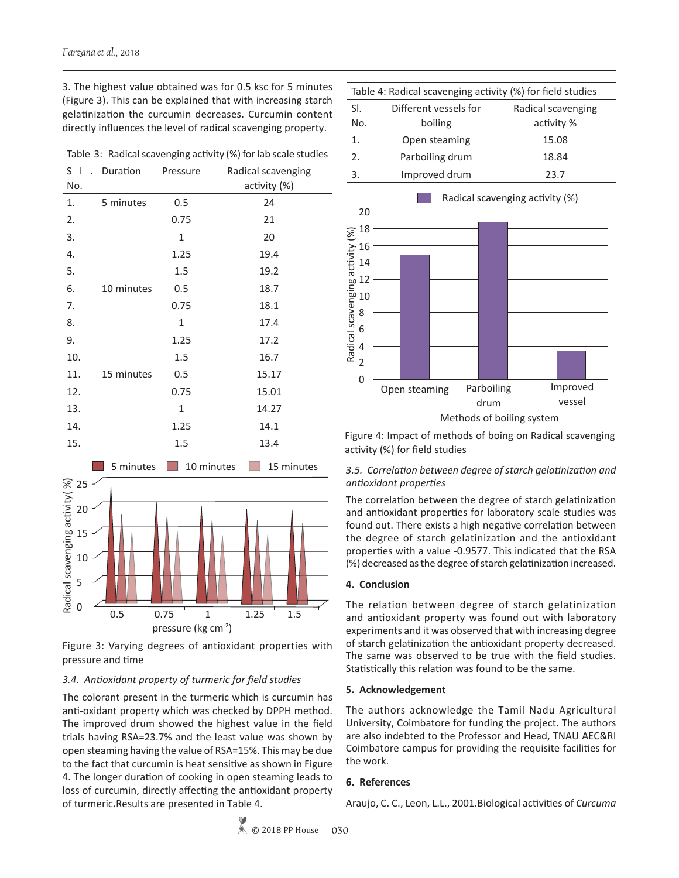3. The highest value obtained was for 0.5 ksc for 5 minutes (Figure 3). This can be explained that with increasing starch gelatinization the curcumin decreases. Curcumin content directly influences the level of radical scavenging property.

Table 3: Radical scavenging activity (%) for lab scale studies

| Sl. No. | Duration | Pressure | Radical scavenging activity (%) |
|---|---|---|---|
| 1. | 5 minutes | 0.5 | 24 |
| 2. | | 0.75 | 21 |
| 3. | | 1 | 20 |
| 4. | | 1.25 | 19.4 |
| 5. | | 1.5 | 19.2 |
| 6. | 10 minutes | 0.5 | 18.7 |
| 7. | | 0.75 | 18.1 |
| 8. | | 1 | 17.4 |
| 9. | | 1.25 | 17.2 |
| 10. | | 1.5 | 16.7 |
| 11. | 15 minutes | 0.5 | 15.17 |
| 12. | | 0.75 | 15.01 |
| 13. | | 1 | 14.27 |
| 14. | | 1.25 | 14.1 |
| 15. | | 1.5 | 13.4 |

Figure 3: Varying degrees of antioxidant properties with pressure and time

### 3.4. *Antioxidant property of turmeric for field studies*

The colorant present in the turmeric which is curcumin has anti-oxidant property which was checked by DPPH method. The improved drum showed the highest value in the field trials having RSA=23.7% and the least value was shown by open steaming having the value of RSA=15%. This may be due to the fact that curcumin is heat sensitive as shown in Figure 4. The longer duration of cooking in open steaming leads to loss of curcumin, directly affecting the antioxidant property of turmeric. Results are presented in Table 4.

Table 4: Radical scavenging activity (%) for field studies

| Sl. No. | Different vessels for boiling | Radical scavenging activity % |
|---|---|---|
| 1. | Open steaming | 15.08 |
| 2. | Parboiling drum | 18.84 |
| 3. | Improved drum | 23.7 |

Figure 4: Impact of methods of boing on Radical scavenging activity (%) for field studies

### 3.5. *Correlation between degree of starch gelatinization and antioxidant properties*

The correlation between the degree of starch gelatinization and antioxidant properties for laboratory scale studies was found out. There exists a high negative correlation between the degree of starch gelatinization and the antioxidant properties with a value -0.9577. This indicated that the RSA (%) decreased as the degree of starch gelatinization increased.

## 4. Conclusion

The relation between degree of starch gelatinization and antioxidant property was found out with laboratory experiments and it was observed that with increasing degree of starch gelatinization the antioxidant property decreased. The same was observed to be true with the field studies. Statistically this relation was found to be the same.

## 5. Acknowledgement

The authors acknowledge the Tamil Nadu Agricultural University, Coimbatore for funding the project. The authors are also indebted to the Professor and Head, TNAU AEC&RI Coimbatore campus for providing the requisite facilities for the work.

## 6. References

Araujo, C. C., Leon, L.L., 2001.Biological activities of *Curcuma*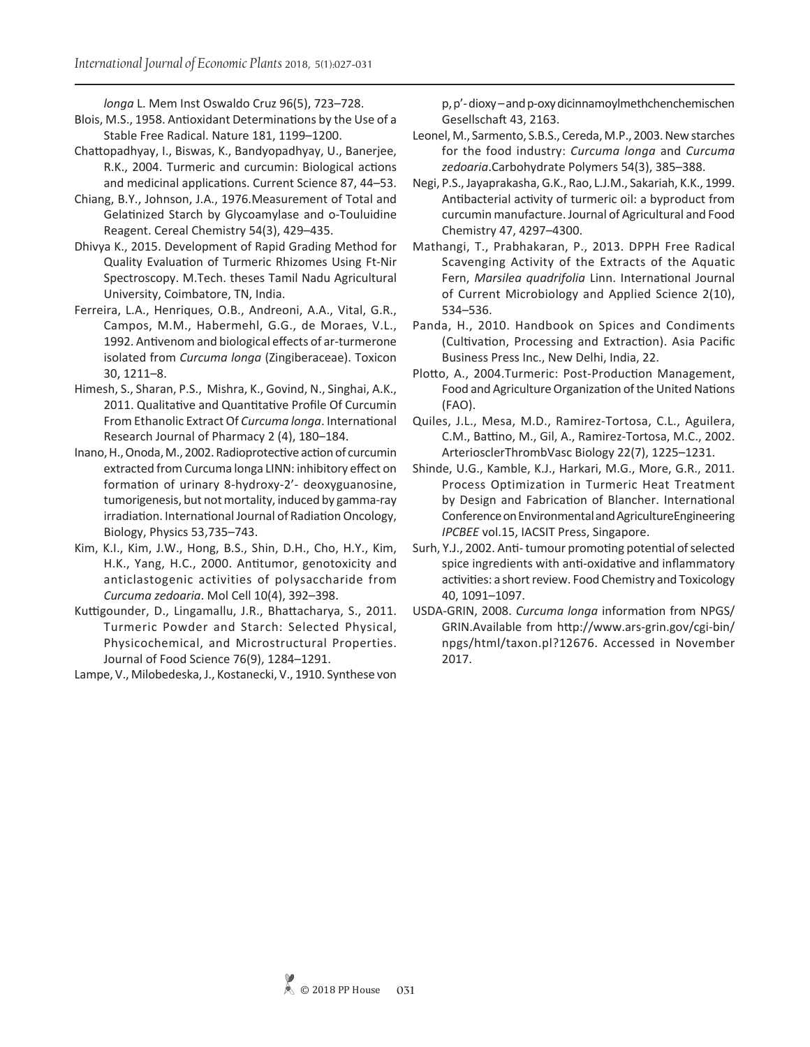*longa* L. Mem Inst Oswaldo Cruz 96(5), 723–728.

Blois, M.S., 1958. Antioxidant Determinations by the Use of a Stable Free Radical. Nature 181, 1199–1200.

Chattopadhyay, I., Biswas, K., Bandyopadhyay, U., Banerjee, R.K., 2004. Turmeric and curcumin: Biological actions and medicinal applications. Current Science 87, 44–53.

Chiang, B.Y., Johnson, J.A., 1976.Measurement of Total and Gelatinized Starch by Glycoamylase and o-Touluidine Reagent. Cereal Chemistry 54(3), 429–435.

Dhivya K., 2015. Development of Rapid Grading Method for Quality Evaluation of Turmeric Rhizomes Using Ft-Nir Spectroscopy. M.Tech. theses Tamil Nadu Agricultural University, Coimbatore, TN, India.

Ferreira, L.A., Henriques, O.B., Andreoni, A.A., Vital, G.R., Campos, M.M., Habermehl, G.G., de Moraes, V.L., 1992. Antivenom and biological effects of ar-turmerone isolated from *Curcuma longa* (Zingiberaceae). Toxicon 30, 1211–8.

Himesh, S., Sharan, P.S., Mishra, K., Govind, N., Singhai, A.K., 2011. Qualitative and Quantitative Profile Of Curcumin From Ethanolic Extract Of *Curcuma longa*. International Research Journal of Pharmacy 2 (4), 180–184.

Inano, H., Onoda, M., 2002. Radioprotective action of curcumin extracted from Curcuma longa LINN: inhibitory effect on formation of urinary 8-hydroxy-2'- deoxyguanosine, tumorigenesis, but not mortality, induced by gamma-ray irradiation. International Journal of Radiation Oncology, Biology, Physics 53,735–743.

Kim, K.I., Kim, J.W., Hong, B.S., Shin, D.H., Cho, H.Y., Kim, H.K., Yang, H.C., 2000. Antitumor, genotoxicity and anticlastogenic activities of polysaccharide from *Curcuma zedoaria*. Mol Cell 10(4), 392–398.

Kuttigounder, D., Lingamallu, J.R., Bhattacharya, S., 2011. Turmeric Powder and Starch: Selected Physical, Physicochemical, and Microstructural Properties. Journal of Food Science 76(9), 1284–1291.

Lampe, V., Milobedeska, J., Kostanecki, V., 1910. Synthese von p, p'- dioxy – and p-oxy dicinnamoylmethchenchemischen Gesellschaft 43, 2163.

Leonel, M., Sarmento, S.B.S., Cereda, M.P., 2003. New starches for the food industry: *Curcuma longa* and *Curcuma zedoaria*.Carbohydrate Polymers 54(3), 385–388.

Negi, P.S., Jayaprakasha, G.K., Rao, L.J.M., Sakariah, K.K., 1999. Antibacterial activity of turmeric oil: a byproduct from curcumin manufacture. Journal of Agricultural and Food Chemistry 47, 4297–4300.

Mathangi, T., Prabhakaran, P., 2013. DPPH Free Radical Scavenging Activity of the Extracts of the Aquatic Fern, *Marsilea quadrifolia* Linn. International Journal of Current Microbiology and Applied Science 2(10), 534–536.

Panda, H., 2010. Handbook on Spices and Condiments (Cultivation, Processing and Extraction). Asia Pacific Business Press Inc., New Delhi, India, 22.

Plotto, A., 2004.Turmeric: Post-Production Management, Food and Agriculture Organization of the United Nations (FAO).

Quiles, J.L., Mesa, M.D., Ramirez-Tortosa, C.L., Aguilera, C.M., Battino, M., Gil, A., Ramirez-Tortosa, M.C., 2002. ArteriosclerThrombVasc Biology 22(7), 1225–1231.

Shinde, U.G., Kamble, K.J., Harkari, M.G., More, G.R., 2011. Process Optimization in Turmeric Heat Treatment by Design and Fabrication of Blancher. International Conference on Environmental and AgricultureEngineering *IPCBEE* vol.15, IACSIT Press, Singapore.

Surh, Y.J., 2002. Anti- tumour promoting potential of selected spice ingredients with anti-oxidative and inflammatory activities: a short review. Food Chemistry and Toxicology 40, 1091–1097.

USDA-GRIN, 2008. *Curcuma longa* information from NPGS/ GRIN.Available from http://www.ars-grin.gov/cgi-bin/ npgs/html/taxon.pl?12676. Accessed in November 2017.